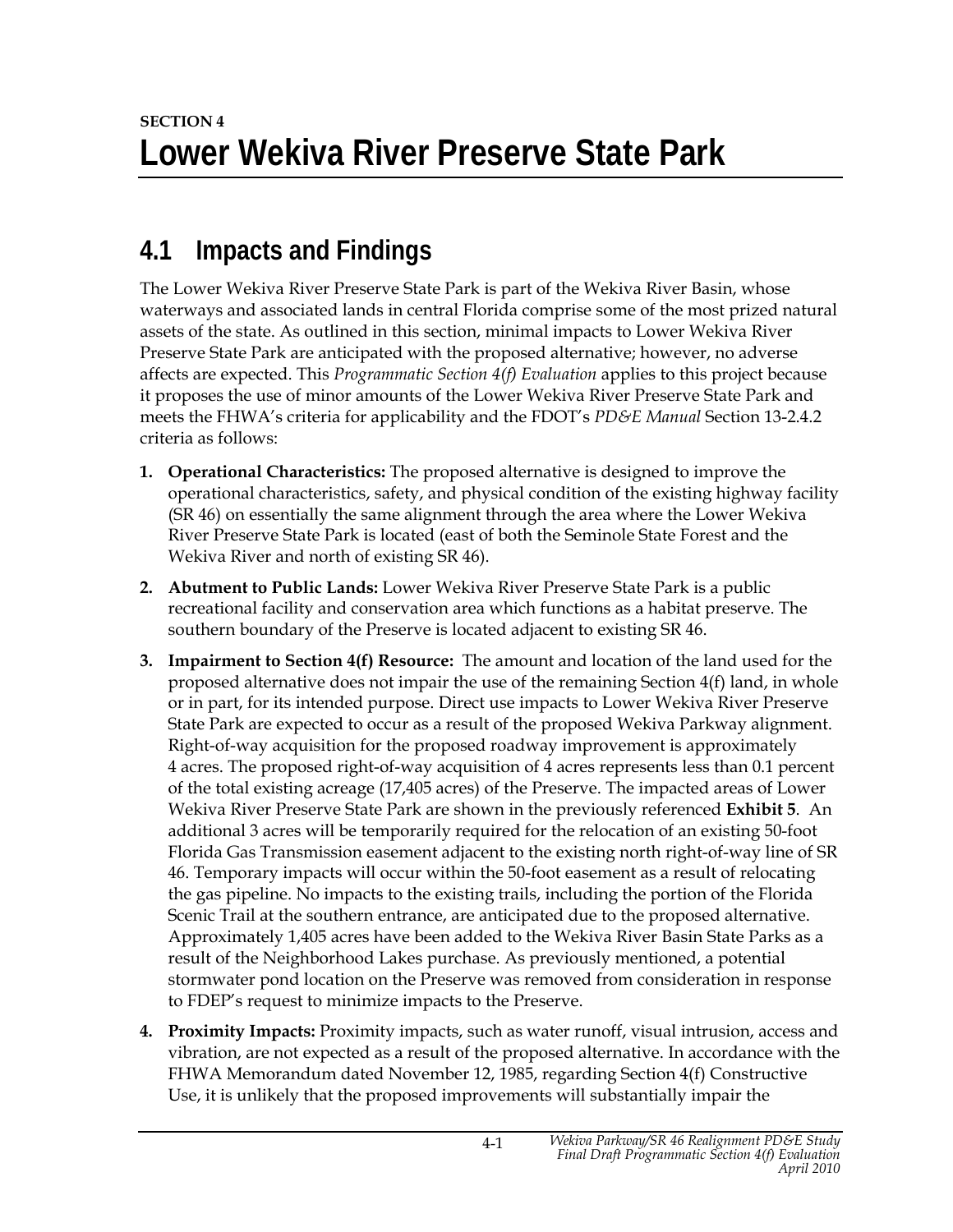**SECTION 4**

# Lower Wekiva River Preserve State Park

## 4.1 Impacts and Findings

The Lower Wekiva River Preserve State Park is part of the Wekiva River Basin, whose waterways and associated lands in central Florida comprise some of the most prized natural assets of the state. As outlined in this section, minimal impacts to Lower Wekiva River Preserve State Park are anticipated with the proposed alternative; however, no adverse affects are expected. This *Programmatic Section 4(f) Evaluation* applies to this project because it proposes the use of minor amounts of the Lower Wekiva River Preserve State Park and meets the FHWA's criteria for applicability and the FDOT's *PD&E Manual* Section 13-2.4.2 criteria as follows:

1. **Operational Characteristics:** The proposed alternative is designed to improve the operational characteristics, safety, and physical condition of the existing highway facility (SR 46) on essentially the same alignment through the area where the Lower Wekiva River Preserve State Park is located (east of both the Seminole State Forest and the Wekiva River and north of existing SR 46).

2. **Abutment to Public Lands:** Lower Wekiva River Preserve State Park is a public recreational facility and conservation area which functions as a habitat preserve. The southern boundary of the Preserve is located adjacent to existing SR 46.

3. **Impairment to Section 4(f) Resource:** The amount and location of the land used for the proposed alternative does not impair the use of the remaining Section 4(f) land, in whole or in part, for its intended purpose. Direct use impacts to Lower Wekiva River Preserve State Park are expected to occur as a result of the proposed Wekiva Parkway alignment. Right-of-way acquisition for the proposed roadway improvement is approximately 4 acres. The proposed right-of-way acquisition of 4 acres represents less than 0.1 percent of the total existing acreage (17,405 acres) of the Preserve. The impacted areas of Lower Wekiva River Preserve State Park are shown in the previously referenced **Exhibit 5**. An additional 3 acres will be temporarily required for the relocation of an existing 50-foot Florida Gas Transmission easement adjacent to the existing north right-of-way line of SR 46. Temporary impacts will occur within the 50-foot easement as a result of relocating the gas pipeline. No impacts to the existing trails, including the portion of the Florida Scenic Trail at the southern entrance, are anticipated due to the proposed alternative. Approximately 1,405 acres have been added to the Wekiva River Basin State Parks as a result of the Neighborhood Lakes purchase. As previously mentioned, a potential stormwater pond location on the Preserve was removed from consideration in response to FDEP's request to minimize impacts to the Preserve.

4. **Proximity Impacts:** Proximity impacts, such as water runoff, visual intrusion, access and vibration, are not expected as a result of the proposed alternative. In accordance with the FHWA Memorandum dated November 12, 1985, regarding Section 4(f) Constructive Use, it is unlikely that the proposed improvements will substantially impair the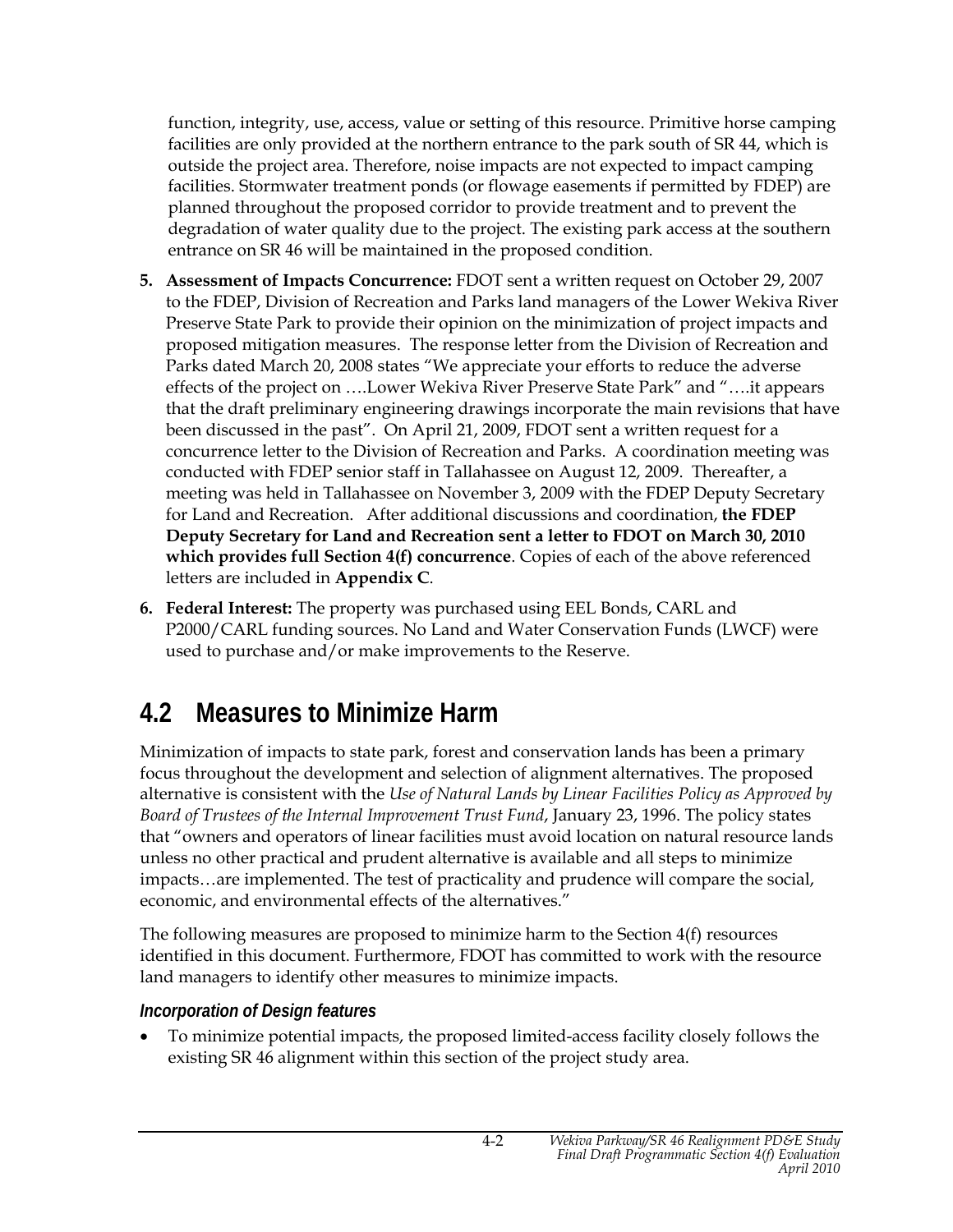function, integrity, use, access, value or setting of this resource. Primitive horse camping facilities are only provided at the northern entrance to the park south of SR 44, which is outside the project area. Therefore, noise impacts are not expected to impact camping facilities. Stormwater treatment ponds (or flowage easements if permitted by FDEP) are planned throughout the proposed corridor to provide treatment and to prevent the degradation of water quality due to the project. The existing park access at the southern entrance on SR 46 will be maintained in the proposed condition.

5. **Assessment of Impacts Concurrence:** FDOT sent a written request on October 29, 2007 to the FDEP, Division of Recreation and Parks land managers of the Lower Wekiva River Preserve State Park to provide their opinion on the minimization of project impacts and proposed mitigation measures. The response letter from the Division of Recreation and Parks dated March 20, 2008 states "We appreciate your efforts to reduce the adverse effects of the project on ….Lower Wekiva River Preserve State Park" and "….it appears that the draft preliminary engineering drawings incorporate the main revisions that have been discussed in the past". On April 21, 2009, FDOT sent a written request for a concurrence letter to the Division of Recreation and Parks. A coordination meeting was conducted with FDEP senior staff in Tallahassee on August 12, 2009. Thereafter, a meeting was held in Tallahassee on November 3, 2009 with the FDEP Deputy Secretary for Land and Recreation. After additional discussions and coordination, **the FDEP Deputy Secretary for Land and Recreation sent a letter to FDOT on March 30, 2010 which provides full Section 4(f) concurrence**. Copies of each of the above referenced letters are included in **Appendix C**.

6. **Federal Interest:** The property was purchased using EEL Bonds, CARL and P2000/CARL funding sources. No Land and Water Conservation Funds (LWCF) were used to purchase and/or make improvements to the Reserve.

## 4.2 Measures to Minimize Harm

Minimization of impacts to state park, forest and conservation lands has been a primary focus throughout the development and selection of alignment alternatives. The proposed alternative is consistent with the *Use of Natural Lands by Linear Facilities Policy as Approved by Board of Trustees of the Internal Improvement Trust Fund*, January 23, 1996. The policy states that "owners and operators of linear facilities must avoid location on natural resource lands unless no other practical and prudent alternative is available and all steps to minimize impacts…are implemented. The test of practicality and prudence will compare the social, economic, and environmental effects of the alternatives."

The following measures are proposed to minimize harm to the Section 4(f) resources identified in this document. Furthermore, FDOT has committed to work with the resource land managers to identify other measures to minimize impacts.

### *Incorporation of Design features*

- To minimize potential impacts, the proposed limited-access facility closely follows the existing SR 46 alignment within this section of the project study area.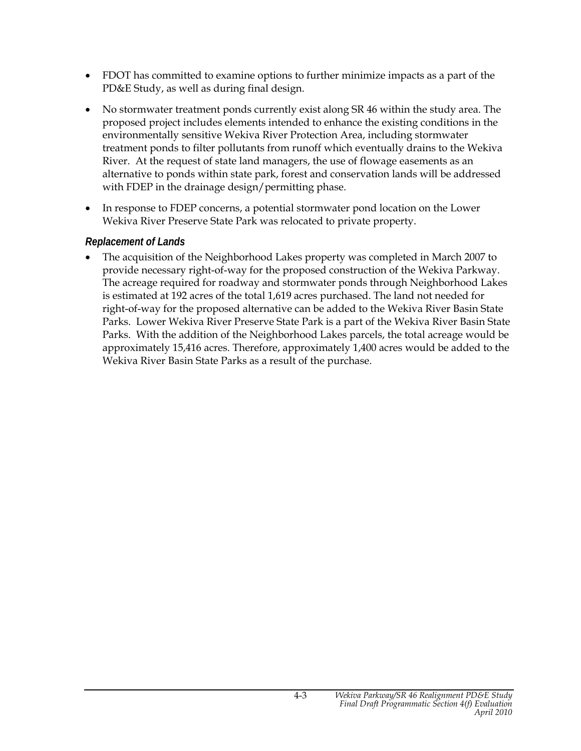- FDOT has committed to examine options to further minimize impacts as a part of the PD&E Study, as well as during final design.
- No stormwater treatment ponds currently exist along SR 46 within the study area. The proposed project includes elements intended to enhance the existing conditions in the environmentally sensitive Wekiva River Protection Area, including stormwater treatment ponds to filter pollutants from runoff which eventually drains to the Wekiva River. At the request of state land managers, the use of flowage easements as an alternative to ponds within state park, forest and conservation lands will be addressed with FDEP in the drainage design/permitting phase.
- In response to FDEP concerns, a potential stormwater pond location on the Lower Wekiva River Preserve State Park was relocated to private property.

### *Replacement of Lands*

- The acquisition of the Neighborhood Lakes property was completed in March 2007 to provide necessary right-of-way for the proposed construction of the Wekiva Parkway. The acreage required for roadway and stormwater ponds through Neighborhood Lakes is estimated at 192 acres of the total 1,619 acres purchased. The land not needed for right-of-way for the proposed alternative can be added to the Wekiva River Basin State Parks. Lower Wekiva River Preserve State Park is a part of the Wekiva River Basin State Parks. With the addition of the Neighborhood Lakes parcels, the total acreage would be approximately 15,416 acres. Therefore, approximately 1,400 acres would be added to the Wekiva River Basin State Parks as a result of the purchase.